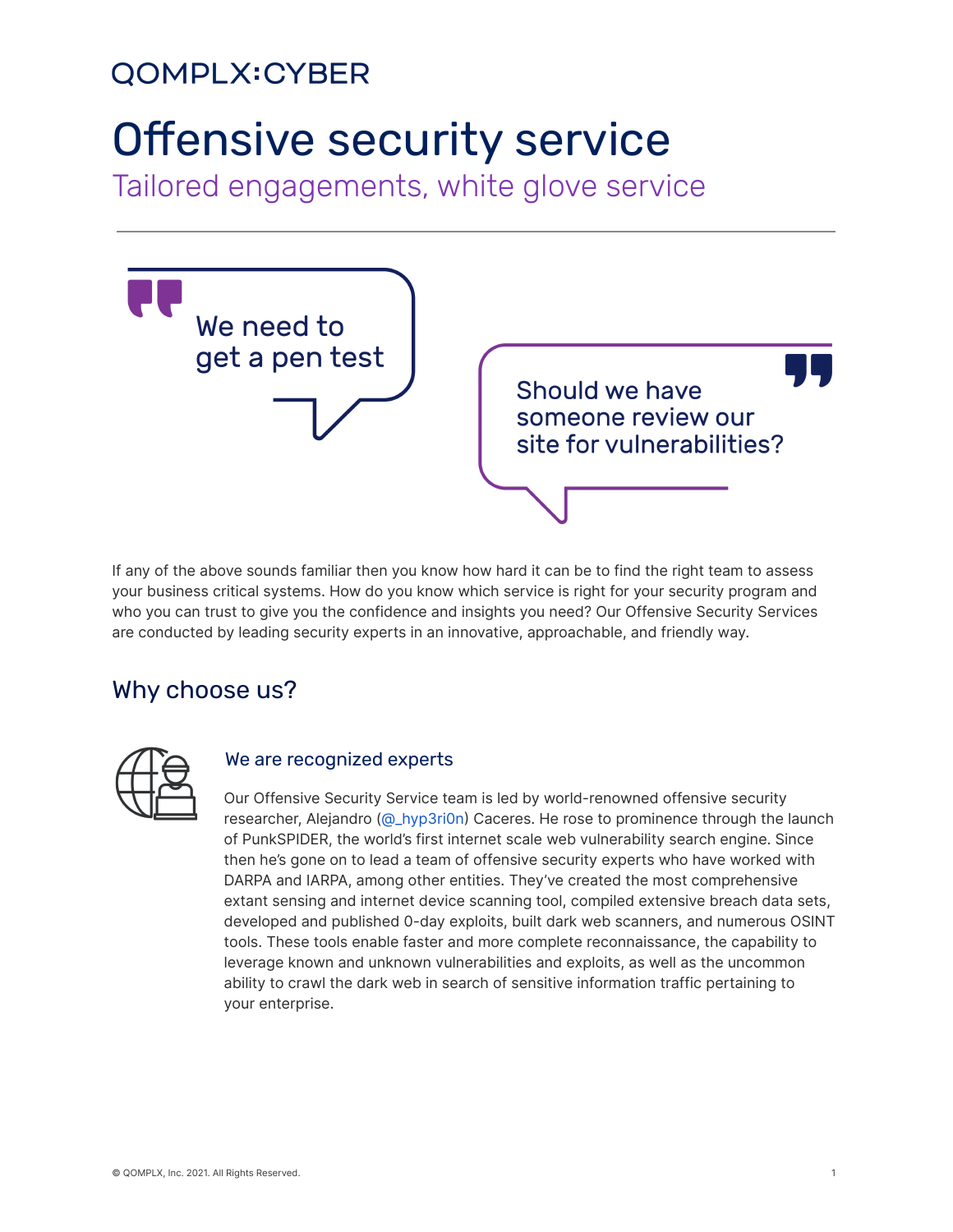QOMPLX:CYBER

# Offensive security service

## Tailored engagements, white glove service

We need to get a pen test

Should we have someone review our site for vulnerabilities?

If any of the above sounds familiar then you know how hard it can be to find the right team to assess your business critical systems. How do you know which service is right for your security program and who you can trust to give you the confidence and insights you need? Our Offensive Security Services are conducted by leading security experts in an innovative, approachable, and friendly way.

## Why choose us?

### We are recognized experts

Our Offensive Security Service team is led by world-renowned offensive security researcher, Alejandro (@_hyp3ri0n) Caceres. He rose to prominence through the launch of PunkSPIDER, the world's first internet scale web vulnerability search engine. Since then he's gone on to lead a team of offensive security experts who have worked with DARPA and IARPA, among other entities. They've created the most comprehensive extant sensing and internet device scanning tool, compiled extensive breach data sets, developed and published 0-day exploits, built dark web scanners, and numerous OSINT tools. These tools enable faster and more complete reconnaissance, the capability to leverage known and unknown vulnerabilities and exploits, as well as the uncommon ability to crawl the dark web in search of sensitive information traffic pertaining to your enterprise.

© QOMPLX, Inc. 2021. All Rights Reserved.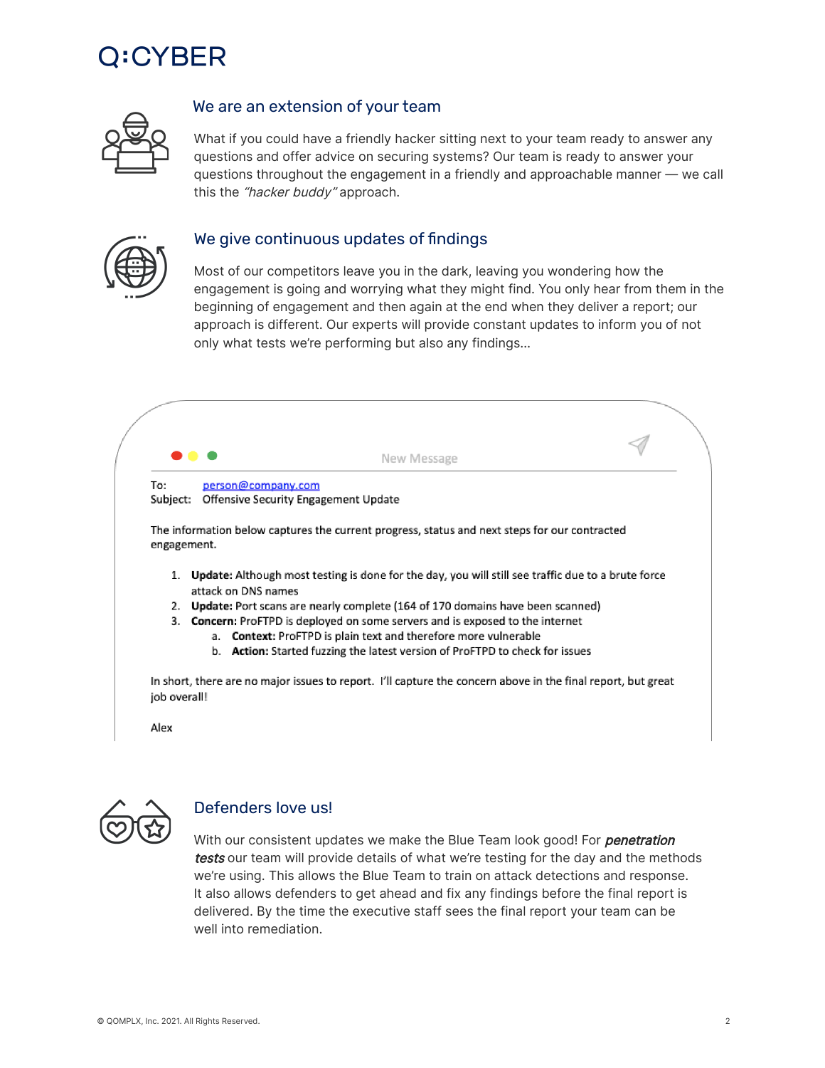# Q:CYBER

## We are an extension of your team

What if you could have a friendly hacker sitting next to your team ready to answer any questions and offer advice on securing systems? Our team is ready to answer your questions throughout the engagement in a friendly and approachable manner — we call this the *"hacker buddy"* approach.

## We give continuous updates of findings

Most of our competitors leave you in the dark, leaving you wondering how the engagement is going and worrying what they might find. You only hear from them in the beginning of engagement and then again at the end when they deliver a report; our approach is different. Our experts will provide constant updates to inform you of not only what tests we're performing but also any findings...

New Message

To: person@company.com
Subject: Offensive Security Engagement Update

The information below captures the current progress, status and next steps for our contracted engagement.

1. **Update:** Although most testing is done for the day, you will still see traffic due to a brute force attack on DNS names
2. **Update:** Port scans are nearly complete (164 of 170 domains have been scanned)
3. **Concern:** ProFTPD is deployed on some servers and is exposed to the internet
    a. **Context:** ProFTPD is plain text and therefore more vulnerable
    b. **Action:** Started fuzzing the latest version of ProFTPD to check for issues

In short, there are no major issues to report. I'll capture the concern above in the final report, but great job overall!

Alex

## Defenders love us!

With our consistent updates we make the Blue Team look good! For ***penetration tests*** our team will provide details of what we're testing for the day and the methods we're using. This allows the Blue Team to train on attack detections and response. It also allows defenders to get ahead and fix any findings before the final report is delivered. By the time the executive staff sees the final report your team can be well into remediation.

© QOMPLX, Inc. 2021. All Rights Reserved.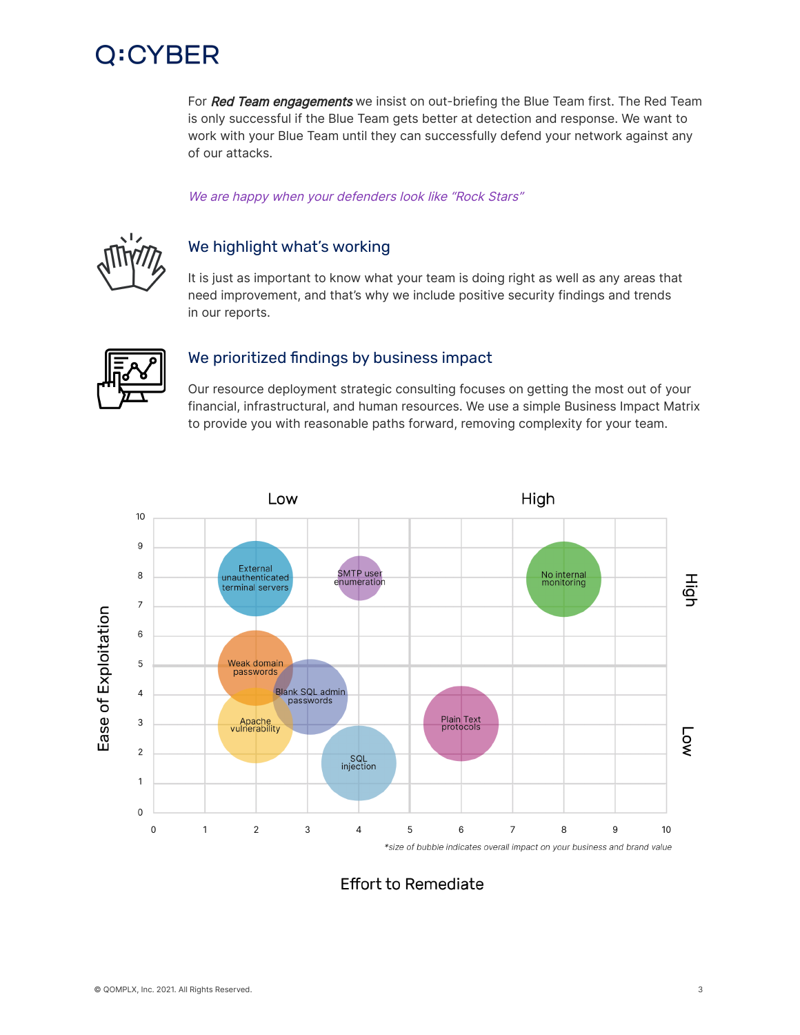For ***Red Team engagements*** we insist on out-briefing the Blue Team first. The Red Team is only successful if the Blue Team gets better at detection and response. We want to work with your Blue Team until they can successfully defend your network against any of our attacks.

*We are happy when your defenders look like "Rock Stars"*

## We highlight what's working

It is just as important to know what your team is doing right as well as any areas that need improvement, and that's why we include positive security findings and trends in our reports.

## We prioritized findings by business impact

Our resource deployment strategic consulting focuses on getting the most out of your financial, infrastructural, and human resources. We use a simple Business Impact Matrix to provide you with reasonable paths forward, removing complexity for your team.

Low
High
High
Low

Ease of Exploitation

10
9
8
7
6
5
4
3
2
1
0

External unauthenticated terminal servers
SMTP user enumeration
No internal monitoring
Weak domain passwords
Blank SQL admin passwords
Apache vulnerability
Plain Text protocols
SQL injection

0 1 2 3 4 5 6 7 8 9 10

*size of bubble indicates overall impact on your business and brand value

Effort to Remediate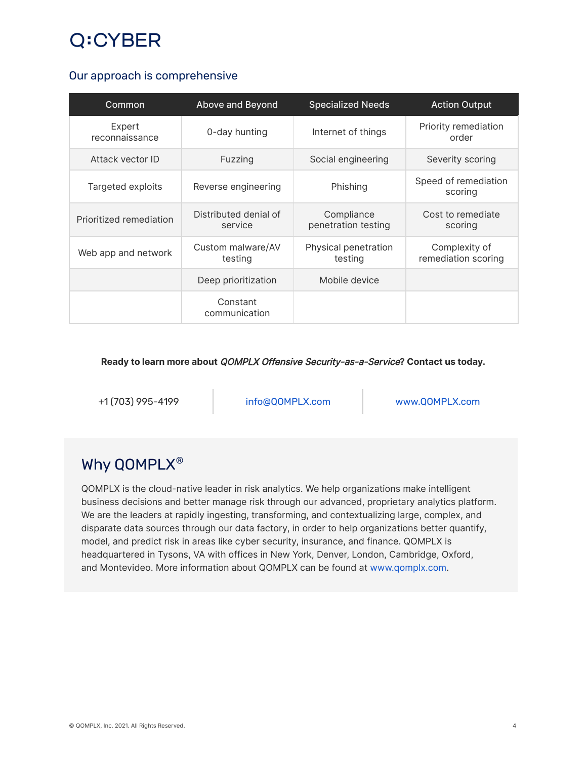# Q:CYBER

## Our approach is comprehensive

| Common | Above and Beyond | Specialized Needs | Action Output |
|---|---|---|---|
| Expert reconnaissance | 0-day hunting | Internet of things | Priority remediation order |
| Attack vector ID | Fuzzing | Social engineering | Severity scoring |
| Targeted exploits | Reverse engineering | Phishing | Speed of remediation scoring |
| Prioritized remediation | Distributed denial of service | Compliance penetration testing | Cost to remediate scoring |
| Web app and network | Custom malware/AV testing | Physical penetration testing | Complexity of remediation scoring |
| | Deep prioritization | Mobile device | |
| | Constant communication | | |

**Ready to learn more about *QOMPLX Offensive Security-as-a-Service*? Contact us today.**

+1 (703) 995-4199 | info@QOMPLX.com | www.QOMPLX.com

## Why QOMPLX®

QOMPLX is the cloud-native leader in risk analytics. We help organizations make intelligent business decisions and better manage risk through our advanced, proprietary analytics platform. We are the leaders at rapidly ingesting, transforming, and contextualizing large, complex, and disparate data sources through our data factory, in order to help organizations better quantify, model, and predict risk in areas like cyber security, insurance, and finance. QOMPLX is headquartered in Tysons, VA with offices in New York, Denver, London, Cambridge, Oxford, and Montevideo. More information about QOMPLX can be found at www.qomplx.com.

© QOMPLX, Inc. 2021. All Rights Reserved.